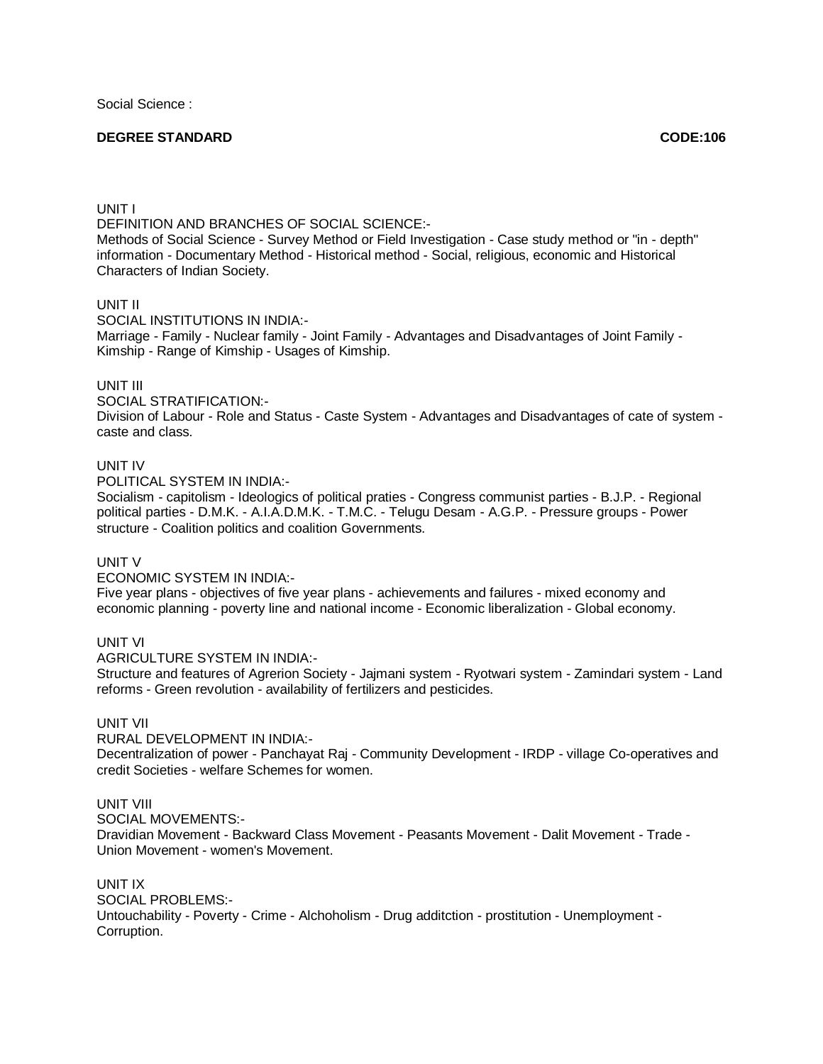Social Science :

**DEGREE STANDARD** **CODE:106**

UNIT I

DEFINITION AND BRANCHES OF SOCIAL SCIENCE:-

Methods of Social Science - Survey Method or Field Investigation - Case study method or "in - depth" information - Documentary Method - Historical method - Social, religious, economic and Historical Characters of Indian Society.

UNIT II

SOCIAL INSTITUTIONS IN INDIA:-

Marriage - Family - Nuclear family - Joint Family - Advantages and Disadvantages of Joint Family - Kimship - Range of Kimship - Usages of Kimship.

UNIT III

SOCIAL STRATIFICATION:-

Division of Labour - Role and Status - Caste System - Advantages and Disadvantages of cate of system - caste and class.

UNIT IV

POLITICAL SYSTEM IN INDIA:-

Socialism - capitolism - Ideologics of political praties - Congress communist parties - B.J.P. - Regional political parties - D.M.K. - A.I.A.D.M.K. - T.M.C. - Telugu Desam - A.G.P. - Pressure groups - Power structure - Coalition politics and coalition Governments.

UNIT V

ECONOMIC SYSTEM IN INDIA:-

Five year plans - objectives of five year plans - achievements and failures - mixed economy and economic planning - poverty line and national income - Economic liberalization - Global economy.

UNIT VI

AGRICULTURE SYSTEM IN INDIA:-

Structure and features of Agrerion Society - Jajmani system - Ryotwari system - Zamindari system - Land reforms - Green revolution - availability of fertilizers and pesticides.

UNIT VII

RURAL DEVELOPMENT IN INDIA:-

Decentralization of power - Panchayat Raj - Community Development - IRDP - village Co-operatives and credit Societies - welfare Schemes for women.

UNIT VIII

SOCIAL MOVEMENTS:-

Dravidian Movement - Backward Class Movement - Peasants Movement - Dalit Movement - Trade - Union Movement - women's Movement.

UNIT IX

SOCIAL PROBLEMS:-

Untouchability - Poverty - Crime - Alchoholism - Drug additction - prostitution - Unemployment - Corruption.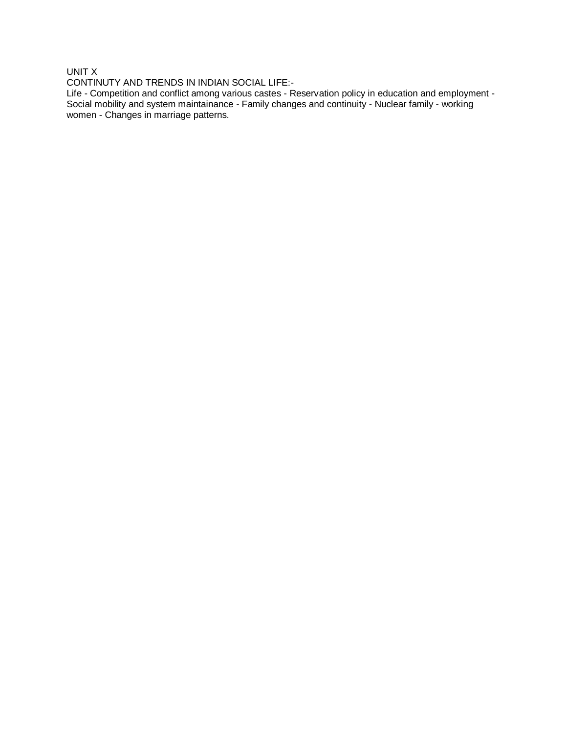UNIT X

CONTINUTY AND TRENDS IN INDIAN SOCIAL LIFE:-

Life - Competition and conflict among various castes - Reservation policy in education and employment - Social mobility and system maintainance - Family changes and continuity - Nuclear family - working women - Changes in marriage patterns.